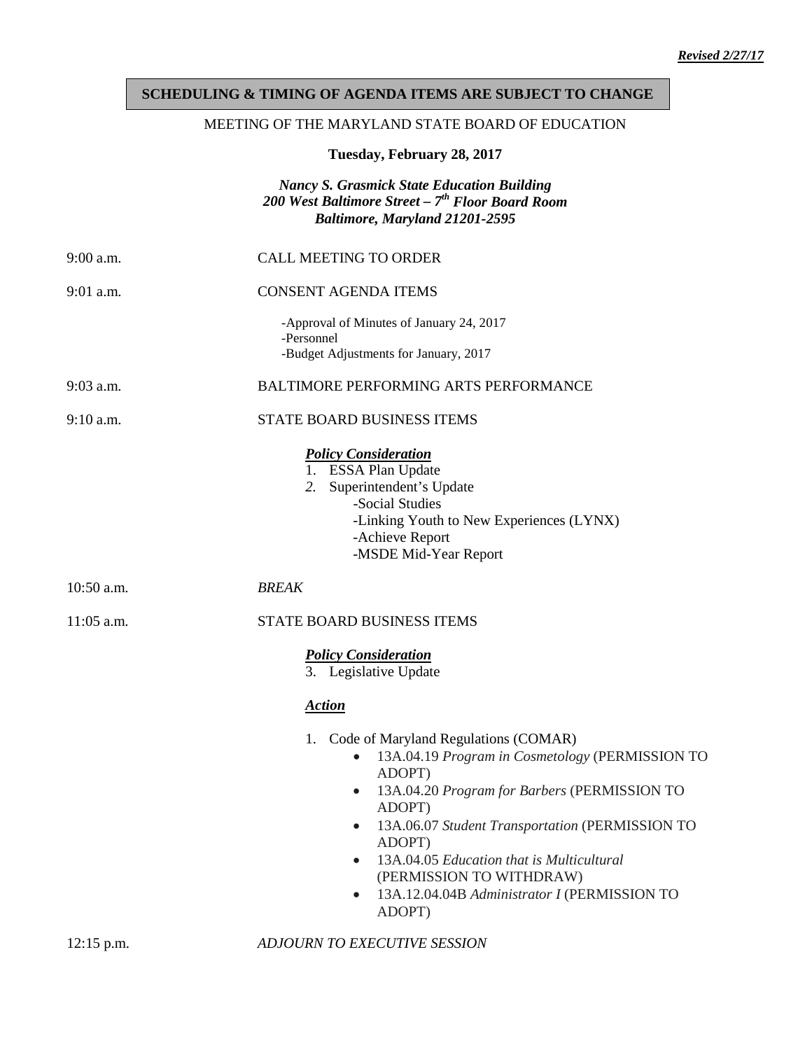***Revised 2/27/17***

**SCHEDULING & TIMING OF AGENDA ITEMS ARE SUBJECT TO CHANGE**

MEETING OF THE MARYLAND STATE BOARD OF EDUCATION

**Tuesday, February 28, 2017**

***Nancy S. Grasmick State Education Building***
***200 West Baltimore Street – 7th Floor Board Room***
***Baltimore, Maryland 21201-2595***

9:00 a.m. CALL MEETING TO ORDER

9:01 a.m. CONSENT AGENDA ITEMS

- -Approval of Minutes of January 24, 2017
- -Personnel
- -Budget Adjustments for January, 2017

9:03 a.m. BALTIMORE PERFORMING ARTS PERFORMANCE

9:10 a.m. STATE BOARD BUSINESS ITEMS

***Policy Consideration***

1. ESSA Plan Update
2. Superintendent's Update
   - -Social Studies
   - -Linking Youth to New Experiences (LYNX)
   - -Achieve Report
   - -MSDE Mid-Year Report

10:50 a.m. *BREAK*

11:05 a.m. STATE BOARD BUSINESS ITEMS

***Policy Consideration***

3. Legislative Update

***Action***

1. Code of Maryland Regulations (COMAR)
   - 13A.04.19 *Program in Cosmetology* (PERMISSION TO ADOPT)
   - 13A.04.20 *Program for Barbers* (PERMISSION TO ADOPT)
   - 13A.06.07 *Student Transportation* (PERMISSION TO ADOPT)
   - 13A.04.05 *Education that is Multicultural* (PERMISSION TO WITHDRAW)
   - 13A.12.04.04B *Administrator I* (PERMISSION TO ADOPT)

12:15 p.m. *ADJOURN TO EXECUTIVE SESSION*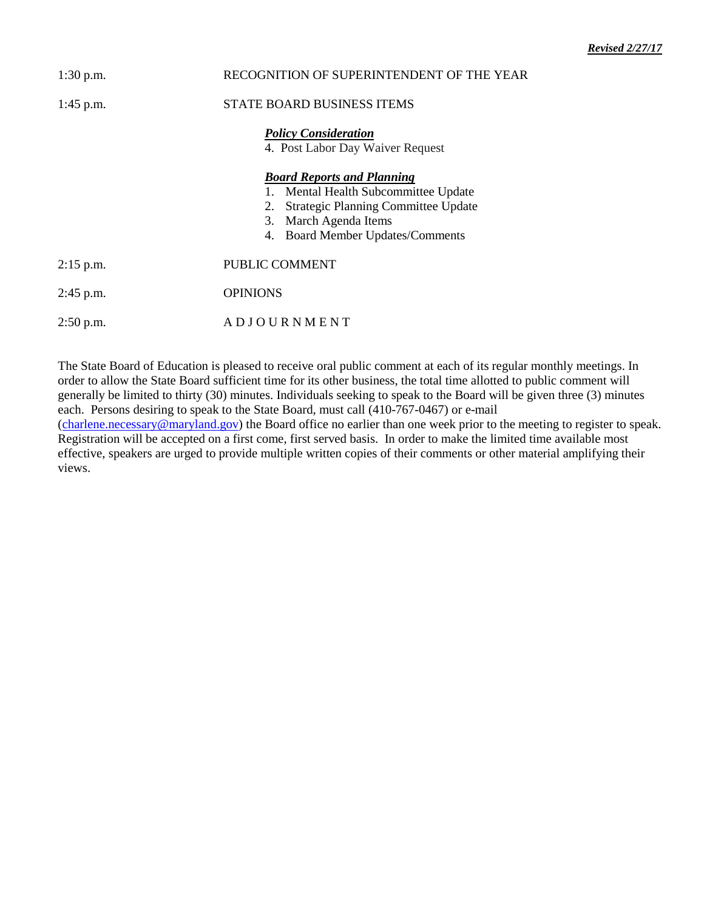***Revised 2/27/17***

| | |
|---|---|
| 1:30 p.m. | RECOGNITION OF SUPERINTENDENT OF THE YEAR |
| 1:45 p.m. | STATE BOARD BUSINESS ITEMS |

***Policy Consideration***

4. Post Labor Day Waiver Request

***Board Reports and Planning***

1. Mental Health Subcommittee Update
2. Strategic Planning Committee Update
3. March Agenda Items
4. Board Member Updates/Comments

| | |
|---|---|
| 2:15 p.m. | PUBLIC COMMENT |
| 2:45 p.m. | OPINIONS |
| 2:50 p.m. | A D J O U R N M E N T |

The State Board of Education is pleased to receive oral public comment at each of its regular monthly meetings. In order to allow the State Board sufficient time for its other business, the total time allotted to public comment will generally be limited to thirty (30) minutes. Individuals seeking to speak to the Board will be given three (3) minutes each. Persons desiring to speak to the State Board, must call (410-767-0467) or e-mail (charlene.necessary@maryland.gov) the Board office no earlier than one week prior to the meeting to register to speak. Registration will be accepted on a first come, first served basis. In order to make the limited time available most effective, speakers are urged to provide multiple written copies of their comments or other material amplifying their views.